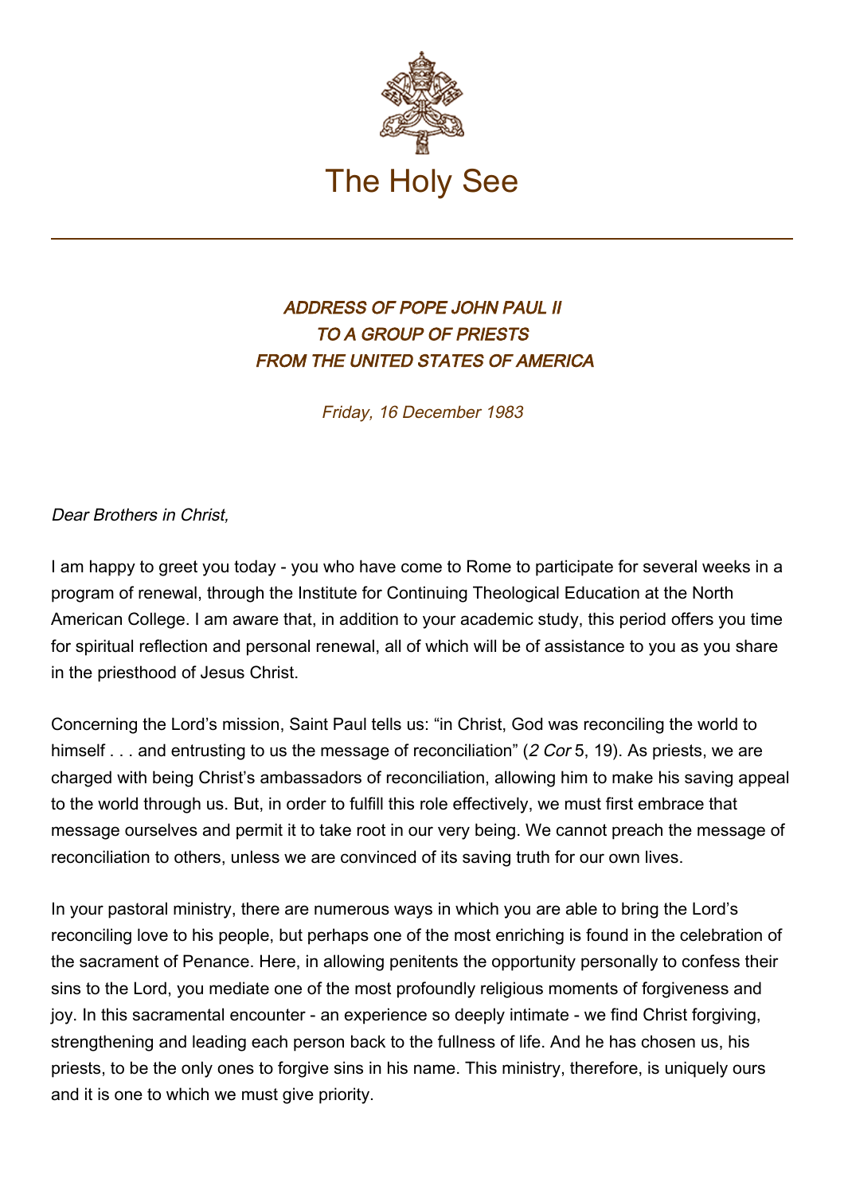The Holy See

# *ADDRESS OF POPE JOHN PAUL II TO A GROUP OF PRIESTS FROM THE UNITED STATES OF AMERICA*

*Friday, 16 December 1983*

*Dear Brothers in Christ,*

I am happy to greet you today - you who have come to Rome to participate for several weeks in a program of renewal, through the Institute for Continuing Theological Education at the North American College. I am aware that, in addition to your academic study, this period offers you time for spiritual reflection and personal renewal, all of which will be of assistance to you as you share in the priesthood of Jesus Christ.

Concerning the Lord's mission, Saint Paul tells us: "in Christ, God was reconciling the world to himself . . . and entrusting to us the message of reconciliation" (*2 Cor* 5, 19). As priests, we are charged with being Christ's ambassadors of reconciliation, allowing him to make his saving appeal to the world through us. But, in order to fulfill this role effectively, we must first embrace that message ourselves and permit it to take root in our very being. We cannot preach the message of reconciliation to others, unless we are convinced of its saving truth for our own lives.

In your pastoral ministry, there are numerous ways in which you are able to bring the Lord's reconciling love to his people, but perhaps one of the most enriching is found in the celebration of the sacrament of Penance. Here, in allowing penitents the opportunity personally to confess their sins to the Lord, you mediate one of the most profoundly religious moments of forgiveness and joy. In this sacramental encounter - an experience so deeply intimate - we find Christ forgiving, strengthening and leading each person back to the fullness of life. And he has chosen us, his priests, to be the only ones to forgive sins in his name. This ministry, therefore, is uniquely ours and it is one to which we must give priority.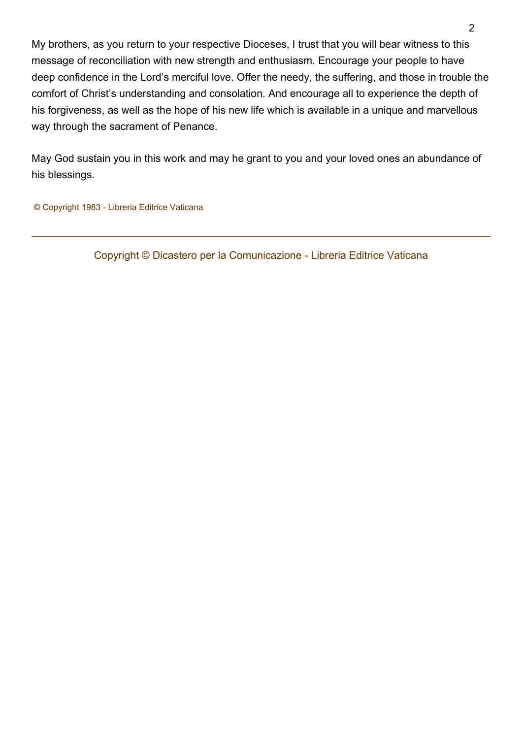My brothers, as you return to your respective Dioceses, I trust that you will bear witness to this message of reconciliation with new strength and enthusiasm. Encourage your people to have deep confidence in the Lord's merciful love. Offer the needy, the suffering, and those in trouble the comfort of Christ's understanding and consolation. And encourage all to experience the depth of his forgiveness, as well as the hope of his new life which is available in a unique and marvellous way through the sacrament of Penance.

May God sustain you in this work and may he grant to you and your loved ones an abundance of his blessings.

© Copyright 1983 - Libreria Editrice Vaticana

---

Copyright © Dicastero per la Comunicazione - Libreria Editrice Vaticana